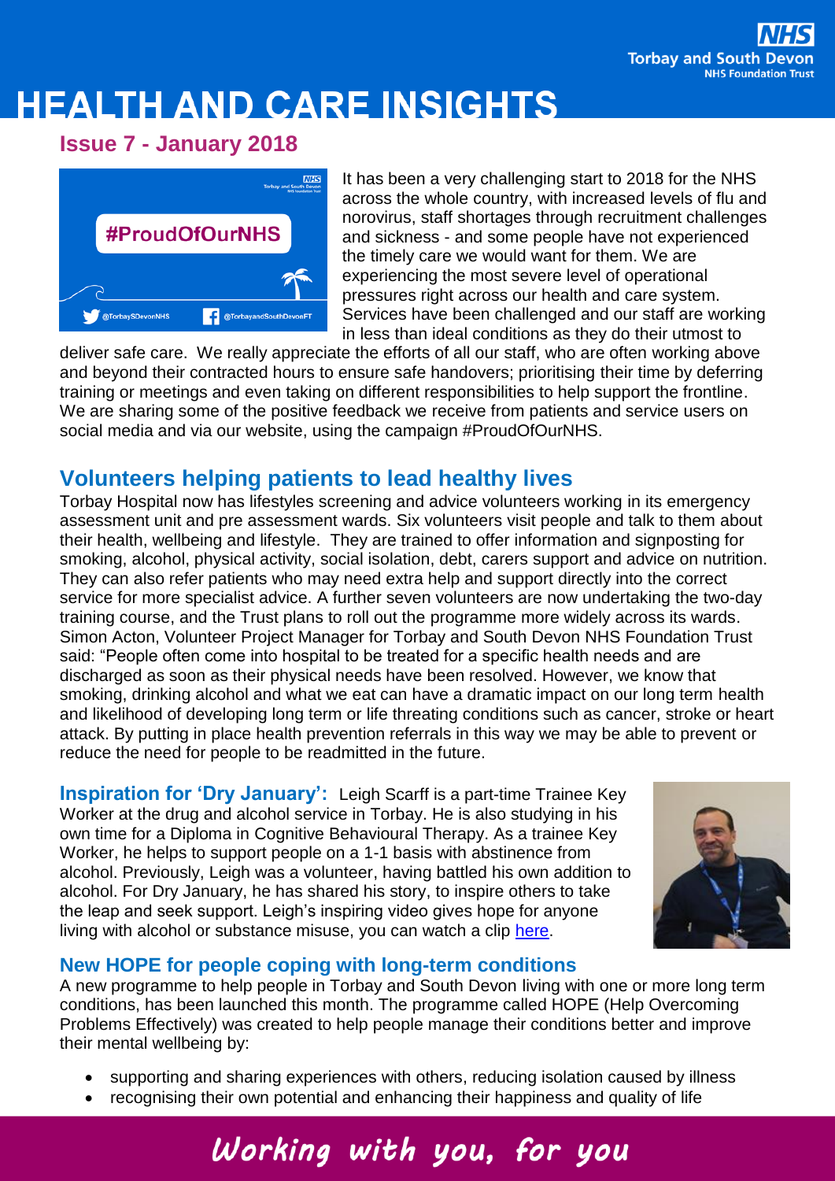# HEALTH AND CARE INSIGHTS

## Issue 7 - January 2018

It has been a very challenging start to 2018 for the NHS across the whole country, with increased levels of flu and norovirus, staff shortages through recruitment challenges and sickness - and some people have not experienced the timely care we would want for them. We are experiencing the most severe level of operational pressures right across our health and care system. Services have been challenged and our staff are working in less than ideal conditions as they do their utmost to deliver safe care. We really appreciate the efforts of all our staff, who are often working above and beyond their contracted hours to ensure safe handovers; prioritising their time by deferring training or meetings and even taking on different responsibilities to help support the frontline. We are sharing some of the positive feedback we receive from patients and service users on social media and via our website, using the campaign #ProudOfOurNHS.

## Volunteers helping patients to lead healthy lives

Torbay Hospital now has lifestyles screening and advice volunteers working in its emergency assessment unit and pre assessment wards. Six volunteers visit people and talk to them about their health, wellbeing and lifestyle. They are trained to offer information and signposting for smoking, alcohol, physical activity, social isolation, debt, carers support and advice on nutrition. They can also refer patients who may need extra help and support directly into the correct service for more specialist advice. A further seven volunteers are now undertaking the two-day training course, and the Trust plans to roll out the programme more widely across its wards. Simon Acton, Volunteer Project Manager for Torbay and South Devon NHS Foundation Trust said: "People often come into hospital to be treated for a specific health needs and are discharged as soon as their physical needs have been resolved. However, we know that smoking, drinking alcohol and what we eat can have a dramatic impact on our long term health and likelihood of developing long term or life threating conditions such as cancer, stroke or heart attack. By putting in place health prevention referrals in this way we may be able to prevent or reduce the need for people to be readmitted in the future.

**Inspiration for 'Dry January':** Leigh Scarff is a part-time Trainee Key Worker at the drug and alcohol service in Torbay. He is also studying in his own time for a Diploma in Cognitive Behavioural Therapy. As a trainee Key Worker, he helps to support people on a 1-1 basis with abstinence from alcohol. Previously, Leigh was a volunteer, having battled his own addition to alcohol. For Dry January, he has shared his story, to inspire others to take the leap and seek support. Leigh's inspiring video gives hope for anyone living with alcohol or substance misuse, you can watch a clip [here](here).

### New HOPE for people coping with long-term conditions

A new programme to help people in Torbay and South Devon living with one or more long term conditions, has been launched this month. The programme called HOPE (Help Overcoming Problems Effectively) was created to help people manage their conditions better and improve their mental wellbeing by:

- supporting and sharing experiences with others, reducing isolation caused by illness
- recognising their own potential and enhancing their happiness and quality of life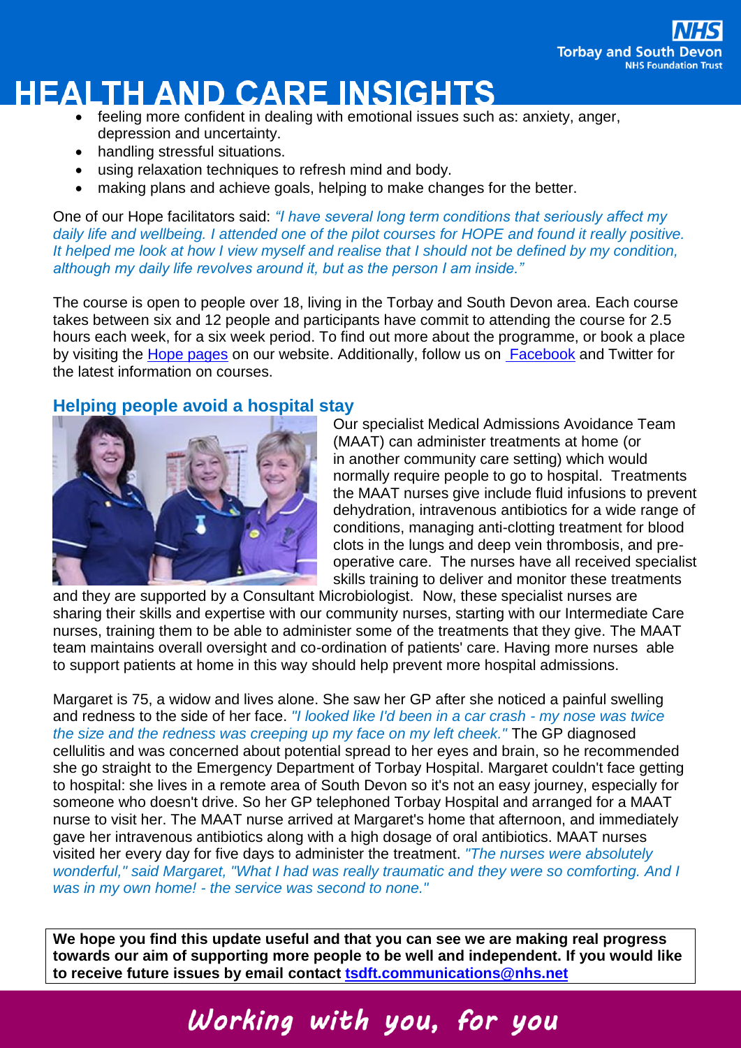- feeling more confident in dealing with emotional issues such as: anxiety, anger, depression and uncertainty.
- handling stressful situations.
- using relaxation techniques to refresh mind and body.
- making plans and achieve goals, helping to make changes for the better.

One of our Hope facilitators said: *"I have several long term conditions that seriously affect my daily life and wellbeing. I attended one of the pilot courses for HOPE and found it really positive. It helped me look at how I view myself and realise that I should not be defined by my condition, although my daily life revolves around it, but as the person I am inside."*

The course is open to people over 18, living in the Torbay and South Devon area. Each course takes between six and 12 people and participants have commit to attending the course for 2.5 hours each week, for a six week period. To find out more about the programme, or book a place by visiting the Hope pages on our website. Additionally, follow us on Facebook and Twitter for the latest information on courses.

## Helping people avoid a hospital stay

Our specialist Medical Admissions Avoidance Team (MAAT) can administer treatments at home (or in another community care setting) which would normally require people to go to hospital. Treatments the MAAT nurses give include fluid infusions to prevent dehydration, intravenous antibiotics for a wide range of conditions, managing anti-clotting treatment for blood clots in the lungs and deep vein thrombosis, and pre-operative care. The nurses have all received specialist skills training to deliver and monitor these treatments and they are supported by a Consultant Microbiologist. Now, these specialist nurses are sharing their skills and expertise with our community nurses, starting with our Intermediate Care nurses, training them to be able to administer some of the treatments that they give. The MAAT team maintains overall oversight and co-ordination of patients' care. Having more nurses able to support patients at home in this way should help prevent more hospital admissions.

Margaret is 75, a widow and lives alone. She saw her GP after she noticed a painful swelling and redness to the side of her face. *"I looked like I'd been in a car crash - my nose was twice the size and the redness was creeping up my face on my left cheek."* The GP diagnosed cellulitis and was concerned about potential spread to her eyes and brain, so he recommended she go straight to the Emergency Department of Torbay Hospital. Margaret couldn't face getting to hospital: she lives in a remote area of South Devon so it's not an easy journey, especially for someone who doesn't drive. So her GP telephoned Torbay Hospital and arranged for a MAAT nurse to visit her. The MAAT nurse arrived at Margaret's home that afternoon, and immediately gave her intravenous antibiotics along with a high dosage of oral antibiotics. MAAT nurses visited her every day for five days to administer the treatment. *"The nurses were absolutely wonderful," said Margaret, "What I had was really traumatic and they were so comforting. And I was in my own home! - the service was second to none."*

**We hope you find this update useful and that you can see we are making real progress towards our aim of supporting more people to be well and independent. If you would like to receive future issues by email contact tsdft.communications@nhs.net**

*Working with you, for you*